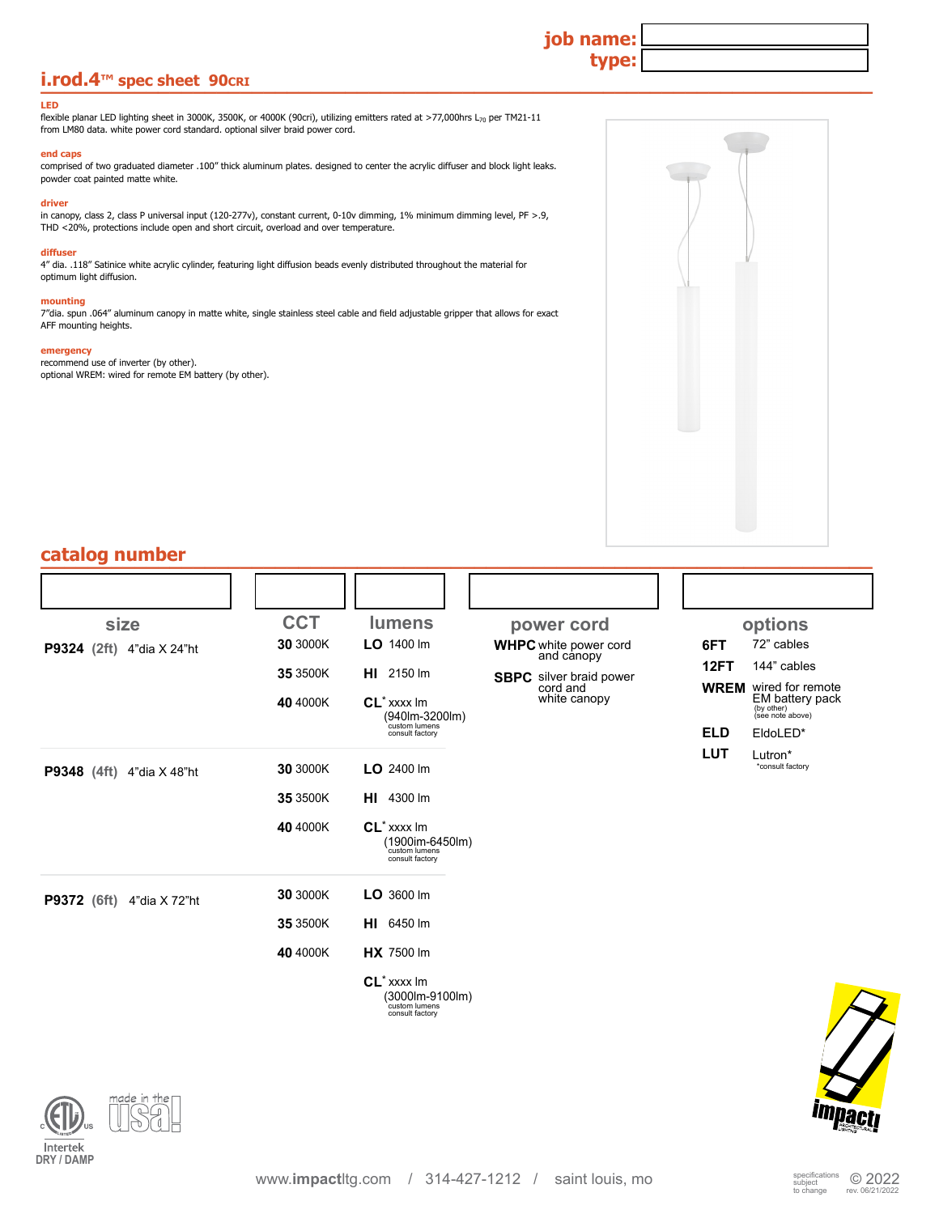job name:
type:

# i.rod.4™ spec sheet 90CRI

**LED**
flexible planar LED lighting sheet in 3000K, 3500K, or 4000K (90cri), utilizing emitters rated at >77,000hrs $L_{70}$ per TM21-11 from LM80 data. white power cord standard. optional silver braid power cord.

**end caps**
comprised of two graduated diameter .100" thick aluminum plates. designed to center the acrylic diffuser and block light leaks. powder coat painted matte white.

**driver**
in canopy, class 2, class P universal input (120-277v), constant current, 0-10v dimming, 1% minimum dimming level, PF >.9, THD <20%, protections include open and short circuit, overload and over temperature.

**diffuser**
4" dia. .118" Satinice white acrylic cylinder, featuring light diffusion beads evenly distributed throughout the material for optimum light diffusion.

**mounting**
7"dia. spun .064" aluminum canopy in matte white, single stainless steel cable and field adjustable gripper that allows for exact AFF mounting heights.

**emergency**
recommend use of inverter (by other).
optional WREM: wired for remote EM battery (by other).

## catalog number

| size | CCT | lumens | power cord | options |
|---|---|---|---|---|
| **P9324** (2ft) 4"dia X 24"ht | **30** 3000K | **LO** 1400 lm | **WHPC** white power cord and canopy | **6FT** 72" cables |
| | **35** 3500K | **HI** 2150 lm | **SBPC** silver braid power cord and white canopy | **12FT** 144" cables |
| | **40** 4000K | **CL*** xxxx lm (940lm-3200lm) custom lumens consult factory | | **WREM** wired for remote EM battery pack (by other) (see note above) |
| **P9348** (4ft) 4"dia X 48"ht | **30** 3000K | **LO** 2400 lm | | **ELD** EldoLED* |
| | **35** 3500K | **HI** 4300 lm | | **LUT** Lutron* *consult factory |
| | **40** 4000K | **CL*** xxxx lm (1900im-6450lm) custom lumens consult factory | | |
| **P9372** (6ft) 4"dia X 72"ht | **30** 3000K | **LO** 3600 lm | | |
| | **35** 3500K | **HI** 6450 lm | | |
| | **40** 4000K | **HX** 7500 lm | | |
| | | **CL*** xxxx lm (3000lm-9100lm) custom lumens consult factory | | |

Intertek DRY / DAMP

made in the usa!

www.impactltg.com / 314-427-1212 / saint louis, mo

specifications subject to change © 2022 rev. 06/21/2022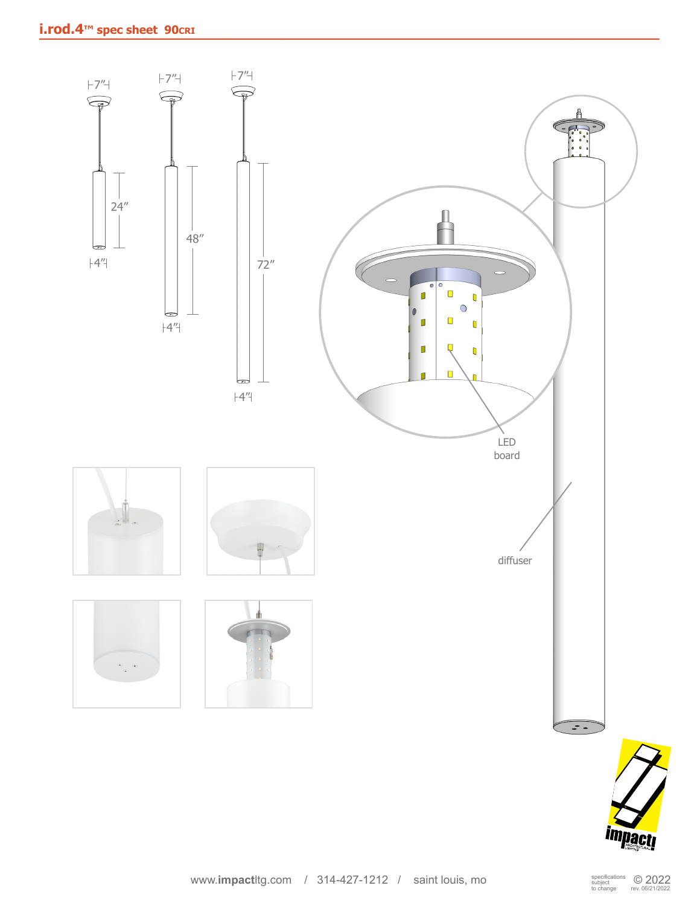## i.rod.4™ spec sheet 90CRI

7″ 7″ 7″

24″ 48″ 72″

4″ 4″ 4″

LED board

diffuser

www.impactltg.com / 314-427-1212 / saint louis, mo

specifications subject to change © 2022 rev. 06/21/2022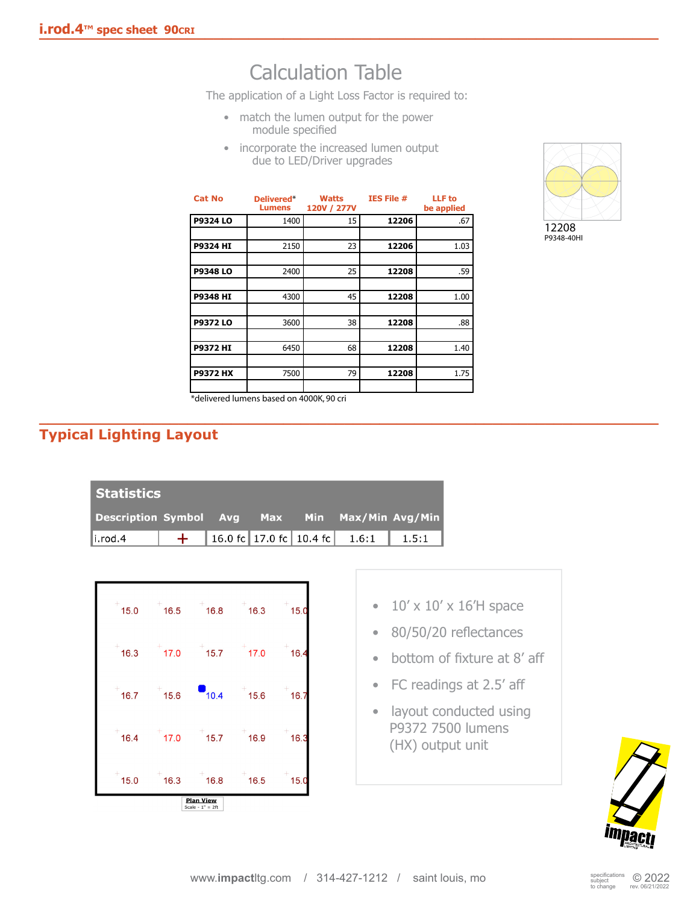# Calculation Table

The application of a Light Loss Factor is required to:

- match the lumen output for the power module specified
- incorporate the increased lumen output due to LED/Driver upgrades

| Cat No | Delivered* Lumens | Watts 120V / 277V | IES File # | LLF to be applied |
|---|---|---|---|---|
| **P9324 LO** | 1400 | 15 | **12206** | .67 |
| **P9324 HI** | 2150 | 23 | **12206** | 1.03 |
| **P9348 LO** | 2400 | 25 | **12208** | .59 |
| **P9348 HI** | 4300 | 45 | **12208** | 1.00 |
| **P9372 LO** | 3600 | 38 | **12208** | .88 |
| **P9372 HI** | 6450 | 68 | **12208** | 1.40 |
| **P9372 HX** | 7500 | 79 | **12208** | 1.75 |

*delivered lumens based on 4000K, 90 cri

12208
P9348-40HI

## Typical Lighting Layout

**Statistics**

| Description | Symbol | Avg | Max | Min | Max/Min | Avg/Min |
|---|---|---|---|---|---|---|
| i.rod.4 | + | 16.0 fc | 17.0 fc | 10.4 fc | 1.6:1 | 1.5:1 |

| | | | | |
|---|---|---|---|---|
| 15.0 | 16.5 | 16.8 | 16.3 | 15.0 |
| 16.3 | 17.0 | 15.7 | 17.0 | 16.4 |
| 16.7 | 15.6 | 10.4 | 15.6 | 16.7 |
| 16.4 | 17.0 | 15.7 | 16.9 | 16.3 |
| 15.0 | 16.3 | 16.8 | 16.5 | 15.0 |

Plan View
Scale - 1" = 2ft

- 10' x 10' x 16'H space
- 80/50/20 reflectances
- bottom of fixture at 8' aff
- FC readings at 2.5' aff
- layout conducted using P9372 7500 lumens (HX) output unit

www.impactltg.com / 314-427-1212 / saint louis, mo

specifications subject to change © 2022 rev. 06/21/2022